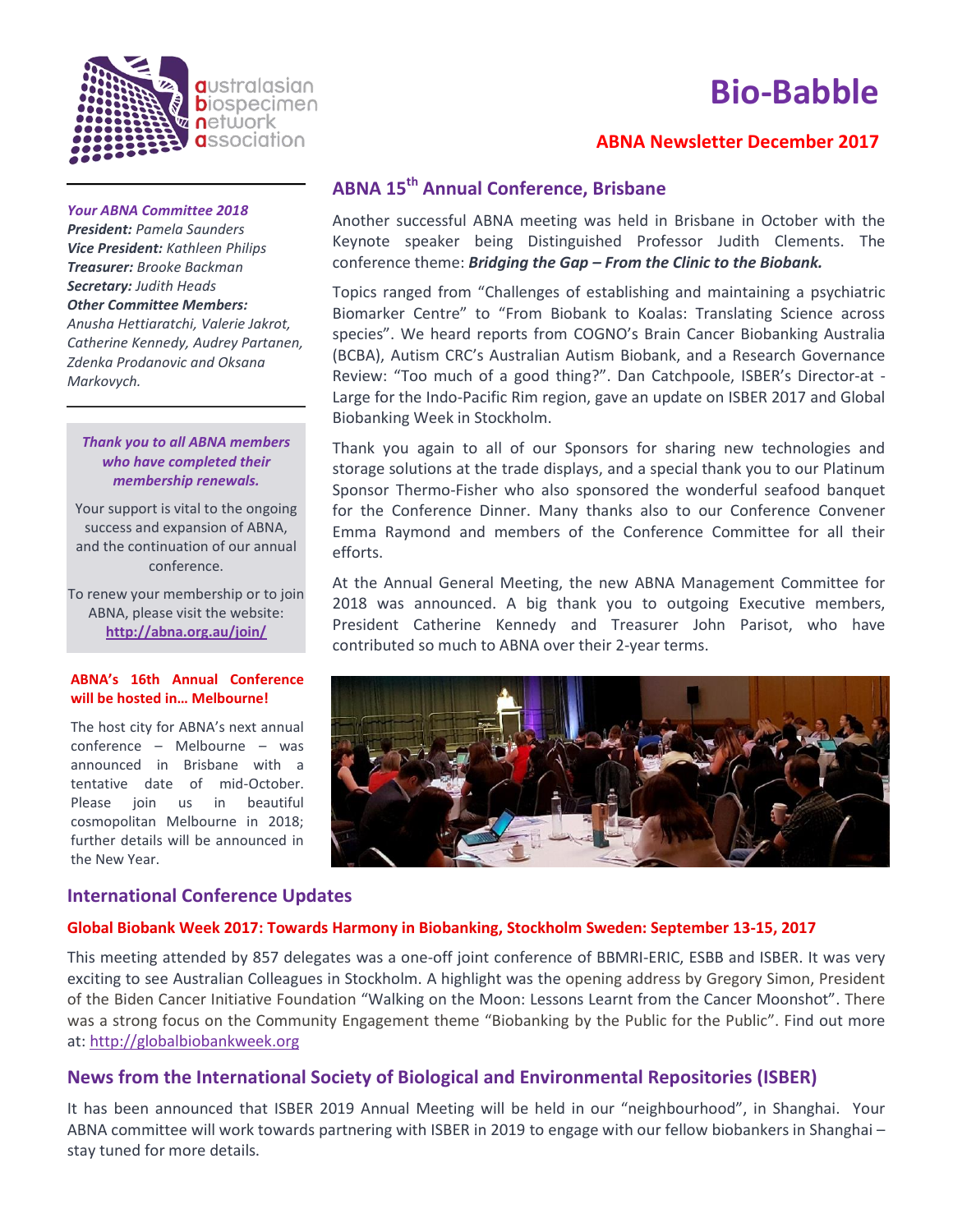australasian biospecimen network association

# Bio-Babble

**ABNA Newsletter December 2017**

## ABNA 15th Annual Conference, Brisbane

Another successful ABNA meeting was held in Brisbane in October with the Keynote speaker being Distinguished Professor Judith Clements. The conference theme: ***Bridging the Gap – From the Clinic to the Biobank.***

Topics ranged from "Challenges of establishing and maintaining a psychiatric Biomarker Centre" to "From Biobank to Koalas: Translating Science across species". We heard reports from COGNO's Brain Cancer Biobanking Australia (BCBA), Autism CRC's Australian Autism Biobank, and a Research Governance Review: "Too much of a good thing?". Dan Catchpoole, ISBER's Director-at - Large for the Indo-Pacific Rim region, gave an update on ISBER 2017 and Global Biobanking Week in Stockholm.

Thank you again to all of our Sponsors for sharing new technologies and storage solutions at the trade displays, and a special thank you to our Platinum Sponsor Thermo-Fisher who also sponsored the wonderful seafood banquet for the Conference Dinner. Many thanks also to our Conference Convener Emma Raymond and members of the Conference Committee for all their efforts.

At the Annual General Meeting, the new ABNA Management Committee for 2018 was announced. A big thank you to outgoing Executive members, President Catherine Kennedy and Treasurer John Parisot, who have contributed so much to ABNA over their 2-year terms.

***Your ABNA Committee 2018***
***President:*** *Pamela Saunders*
***Vice President:*** *Kathleen Philips*
***Treasurer:*** *Brooke Backman*
***Secretary:*** *Judith Heads*
***Other Committee Members:***
*Anusha Hettiaratchi, Valerie Jakrot, Catherine Kennedy, Audrey Partanen, Zdenka Prodanovic and Oksana Markovych.*

***Thank you to all ABNA members who have completed their membership renewals.***

Your support is vital to the ongoing success and expansion of ABNA, and the continuation of our annual conference.

To renew your membership or to join ABNA, please visit the website: **http://abna.org.au/join/**

**ABNA's 16th Annual Conference will be hosted in… Melbourne!**

The host city for ABNA's next annual conference – Melbourne – was announced in Brisbane with a tentative date of mid-October. Please join us in beautiful cosmopolitan Melbourne in 2018; further details will be announced in the New Year.

## International Conference Updates

### Global Biobank Week 2017: Towards Harmony in Biobanking, Stockholm Sweden: September 13-15, 2017

This meeting attended by 857 delegates was a one-off joint conference of BBMRI-ERIC, ESBB and ISBER. It was very exciting to see Australian Colleagues in Stockholm. A highlight was the opening address by Gregory Simon, President of the Biden Cancer Initiative Foundation "Walking on the Moon: Lessons Learnt from the Cancer Moonshot". There was a strong focus on the Community Engagement theme "Biobanking by the Public for the Public". Find out more at: http://globalbiobankweek.org

## News from the International Society of Biological and Environmental Repositories (ISBER)

It has been announced that ISBER 2019 Annual Meeting will be held in our "neighbourhood", in Shanghai. Your ABNA committee will work towards partnering with ISBER in 2019 to engage with our fellow biobankers in Shanghai – stay tuned for more details.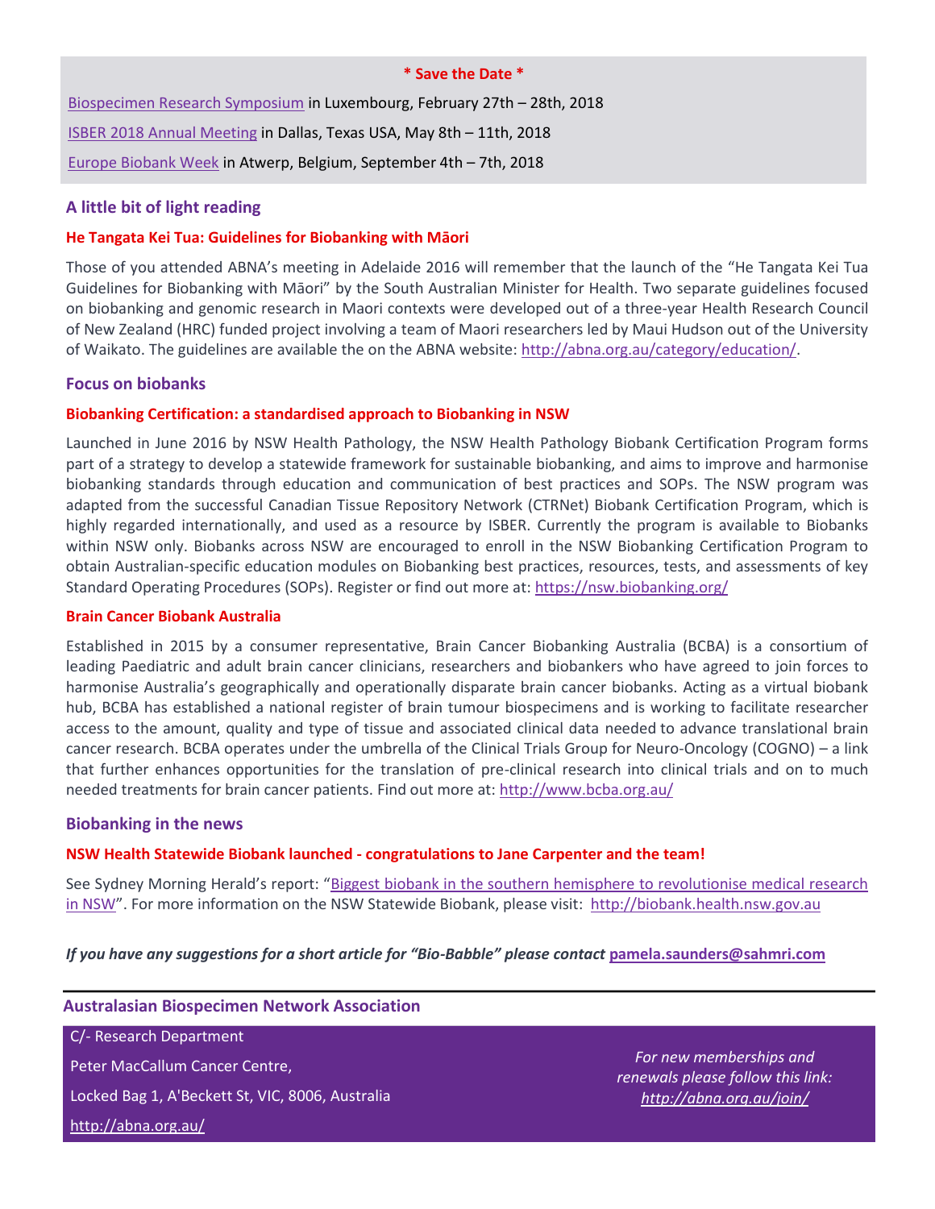**\* Save the Date \***

Biospecimen Research Symposium in Luxembourg, February 27th – 28th, 2018

ISBER 2018 Annual Meeting in Dallas, Texas USA, May 8th – 11th, 2018

Europe Biobank Week in Atwerp, Belgium, September 4th – 7th, 2018

## A little bit of light reading

### He Tangata Kei Tua: Guidelines for Biobanking with Māori

Those of you attended ABNA's meeting in Adelaide 2016 will remember that the launch of the "He Tangata Kei Tua Guidelines for Biobanking with Māori" by the South Australian Minister for Health. Two separate guidelines focused on biobanking and genomic research in Maori contexts were developed out of a three-year Health Research Council of New Zealand (HRC) funded project involving a team of Maori researchers led by Maui Hudson out of the University of Waikato. The guidelines are available the on the ABNA website: http://abna.org.au/category/education/.

## Focus on biobanks

### Biobanking Certification: a standardised approach to Biobanking in NSW

Launched in June 2016 by NSW Health Pathology, the NSW Health Pathology Biobank Certification Program forms part of a strategy to develop a statewide framework for sustainable biobanking, and aims to improve and harmonise biobanking standards through education and communication of best practices and SOPs. The NSW program was adapted from the successful Canadian Tissue Repository Network (CTRNet) Biobank Certification Program, which is highly regarded internationally, and used as a resource by ISBER. Currently the program is available to Biobanks within NSW only. Biobanks across NSW are encouraged to enroll in the NSW Biobanking Certification Program to obtain Australian-specific education modules on Biobanking best practices, resources, tests, and assessments of key Standard Operating Procedures (SOPs). Register or find out more at: https://nsw.biobanking.org/

### Brain Cancer Biobank Australia

Established in 2015 by a consumer representative, Brain Cancer Biobanking Australia (BCBA) is a consortium of leading Paediatric and adult brain cancer clinicians, researchers and biobankers who have agreed to join forces to harmonise Australia's geographically and operationally disparate brain cancer biobanks. Acting as a virtual biobank hub, BCBA has established a national register of brain tumour biospecimens and is working to facilitate researcher access to the amount, quality and type of tissue and associated clinical data needed to advance translational brain cancer research. BCBA operates under the umbrella of the Clinical Trials Group for Neuro-Oncology (COGNO) – a link that further enhances opportunities for the translation of pre-clinical research into clinical trials and on to much needed treatments for brain cancer patients. Find out more at: http://www.bcba.org.au/

## Biobanking in the news

### NSW Health Statewide Biobank launched - congratulations to Jane Carpenter and the team!

See Sydney Morning Herald's report: "Biggest biobank in the southern hemisphere to revolutionise medical research in NSW". For more information on the NSW Statewide Biobank, please visit: http://biobank.health.nsw.gov.au

***If you have any suggestions for a short article for "Bio-Babble" please contact*** **pamela.saunders@sahmri.com**

---

**Australasian Biospecimen Network Association**

C/- Research Department

Peter MacCallum Cancer Centre,

Locked Bag 1, A'Beckett St, VIC, 8006, Australia

http://abna.org.au/

*For new memberships and renewals please follow this link: http://abna.org.au/join/*